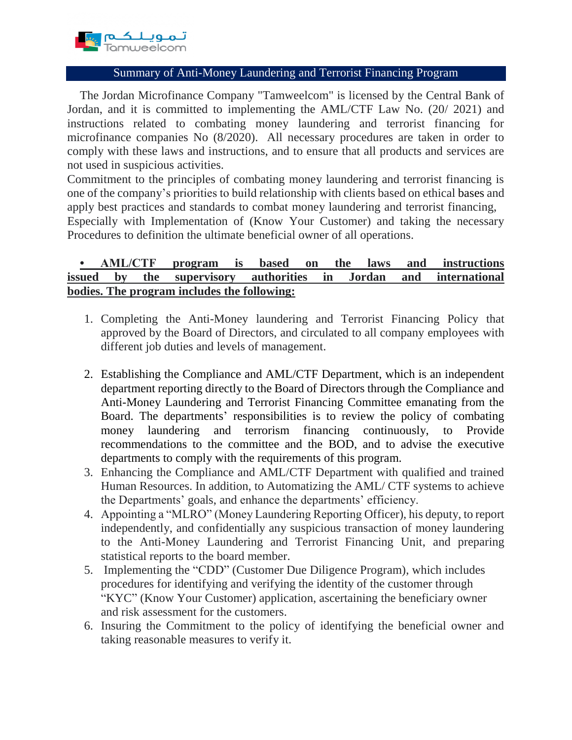## Summary of Anti-Money Laundering and Terrorist Financing Program

The Jordan Microfinance Company "Tamweelcom" is licensed by the Central Bank of Jordan, and it is committed to implementing the AML/CTF Law No. (20/ 2021) and instructions related to combating money laundering and terrorist financing for microfinance companies No (8/2020). All necessary procedures are taken in order to comply with these laws and instructions, and to ensure that all products and services are not used in suspicious activities.

Commitment to the principles of combating money laundering and terrorist financing is one of the company's priorities to build relationship with clients based on ethical bases and apply best practices and standards to combat money laundering and terrorist financing,

Especially with Implementation of (Know Your Customer) and taking the necessary Procedures to definition the ultimate beneficial owner of all operations.

- **AML/CTF program is based on the laws and instructions issued by the supervisory authorities in Jordan and international bodies. The program includes the following:**

1. Completing the Anti-Money laundering and Terrorist Financing Policy that approved by the Board of Directors, and circulated to all company employees with different job duties and levels of management.
2. Establishing the Compliance and AML/CTF Department, which is an independent department reporting directly to the Board of Directors through the Compliance and Anti-Money Laundering and Terrorist Financing Committee emanating from the Board. The departments' responsibilities is to review the policy of combating money laundering and terrorism financing continuously, to Provide recommendations to the committee and the BOD, and to advise the executive departments to comply with the requirements of this program.
3. Enhancing the Compliance and AML/CTF Department with qualified and trained Human Resources. In addition, to Automatizing the AML/ CTF systems to achieve the Departments' goals, and enhance the departments' efficiency.
4. Appointing a "MLRO" (Money Laundering Reporting Officer), his deputy, to report independently, and confidentially any suspicious transaction of money laundering to the Anti-Money Laundering and Terrorist Financing Unit, and preparing statistical reports to the board member.
5. Implementing the "CDD" (Customer Due Diligence Program), which includes procedures for identifying and verifying the identity of the customer through "KYC" (Know Your Customer) application, ascertaining the beneficiary owner and risk assessment for the customers.
6. Insuring the Commitment to the policy of identifying the beneficial owner and taking reasonable measures to verify it.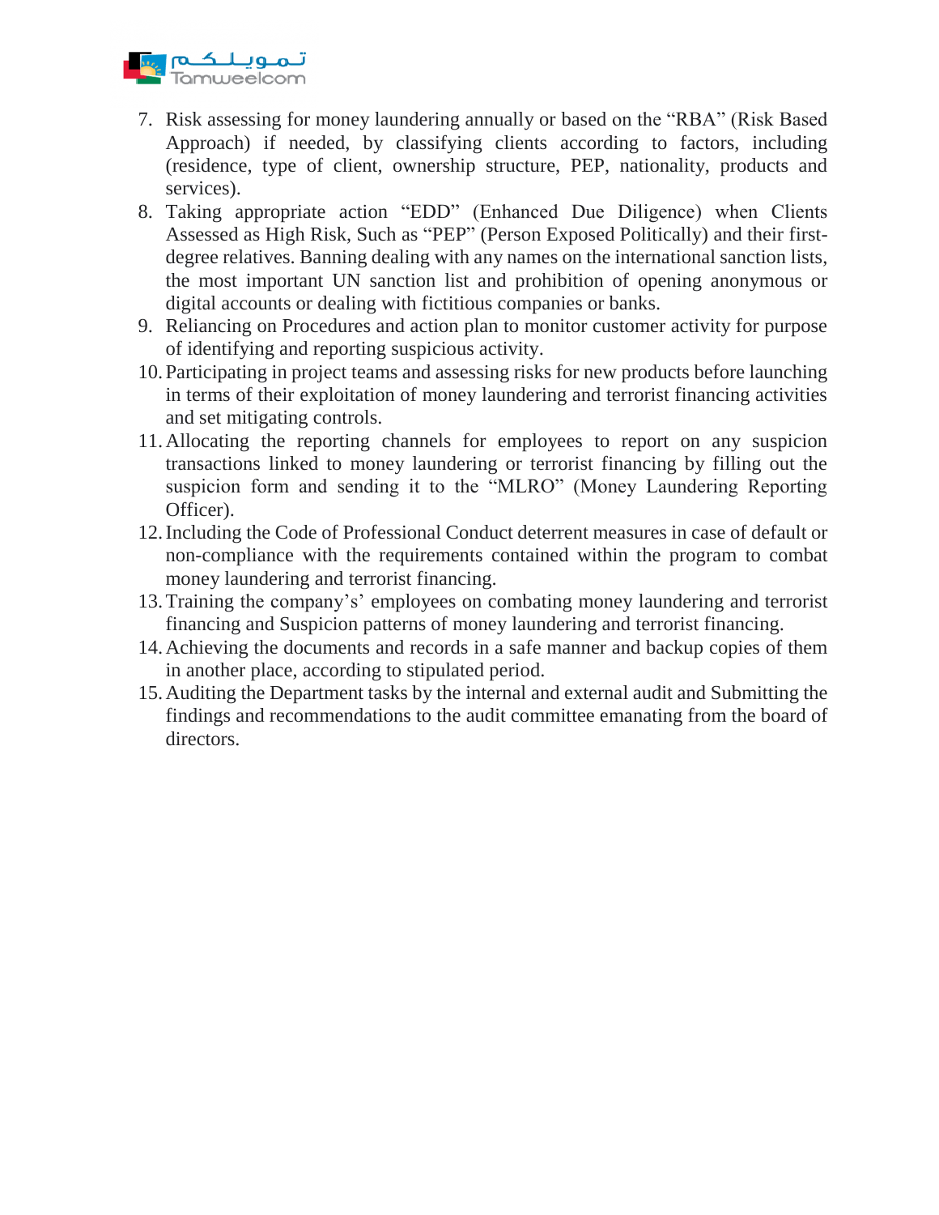7. Risk assessing for money laundering annually or based on the “RBA” (Risk Based Approach) if needed, by classifying clients according to factors, including (residence, type of client, ownership structure, PEP, nationality, products and services).
8. Taking appropriate action “EDD” (Enhanced Due Diligence) when Clients Assessed as High Risk, Such as “PEP” (Person Exposed Politically) and their first-degree relatives. Banning dealing with any names on the international sanction lists, the most important UN sanction list and prohibition of opening anonymous or digital accounts or dealing with fictitious companies or banks.
9. Reliancing on Procedures and action plan to monitor customer activity for purpose of identifying and reporting suspicious activity.
10. Participating in project teams and assessing risks for new products before launching in terms of their exploitation of money laundering and terrorist financing activities and set mitigating controls.
11. Allocating the reporting channels for employees to report on any suspicion transactions linked to money laundering or terrorist financing by filling out the suspicion form and sending it to the “MLRO” (Money Laundering Reporting Officer).
12. Including the Code of Professional Conduct deterrent measures in case of default or non-compliance with the requirements contained within the program to combat money laundering and terrorist financing.
13. Training the company’s’ employees on combating money laundering and terrorist financing and Suspicion patterns of money laundering and terrorist financing.
14. Achieving the documents and records in a safe manner and backup copies of them in another place, according to stipulated period.
15. Auditing the Department tasks by the internal and external audit and Submitting the findings and recommendations to the audit committee emanating from the board of directors.